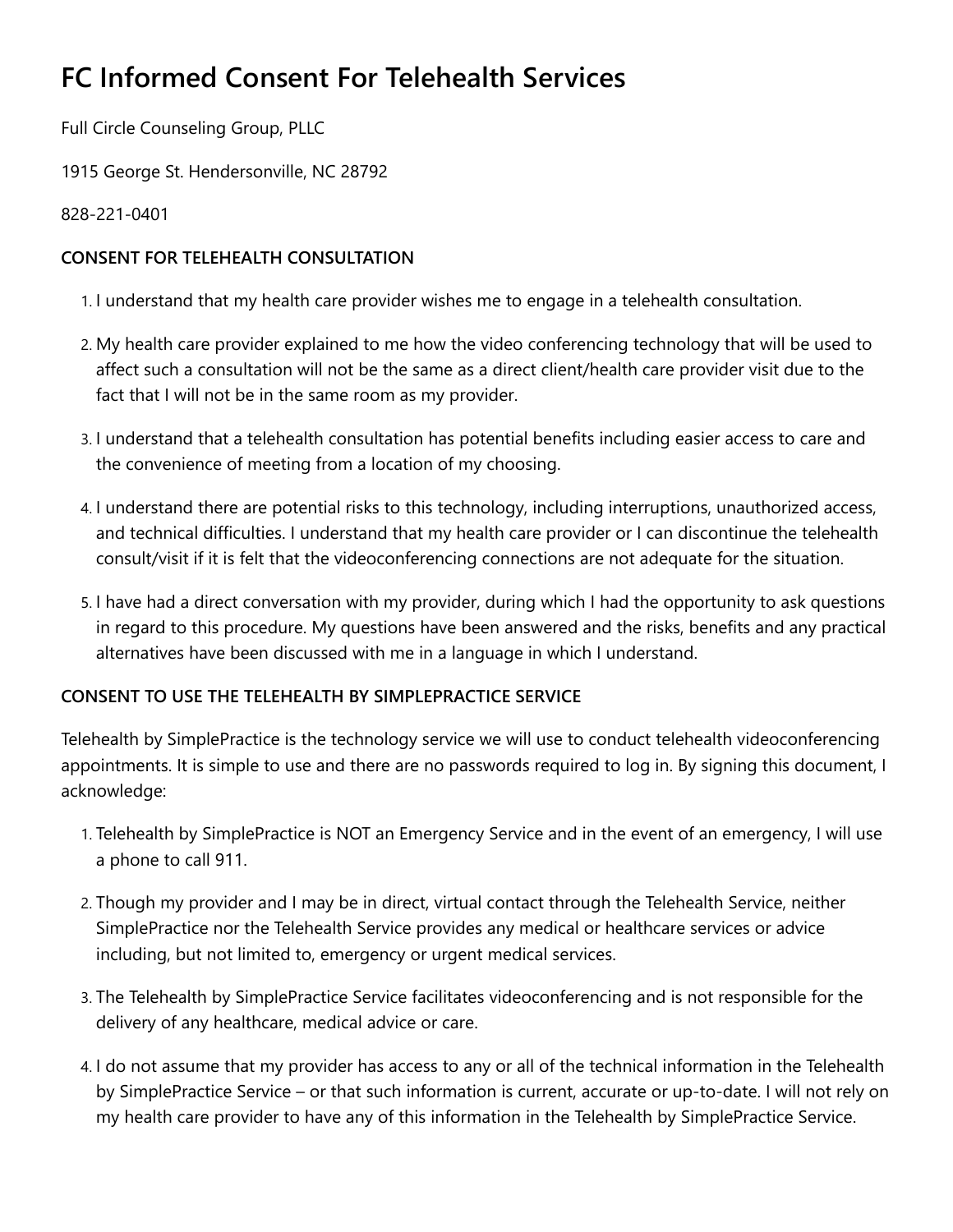# FC Informed Consent For Telehealth Services

Full Circle Counseling Group, PLLC

1915 George St. Hendersonville, NC 28792

828-221-0401

**CONSENT FOR TELEHEALTH CONSULTATION**

1. I understand that my health care provider wishes me to engage in a telehealth consultation.
2. My health care provider explained to me how the video conferencing technology that will be used to affect such a consultation will not be the same as a direct client/health care provider visit due to the fact that I will not be in the same room as my provider.
3. I understand that a telehealth consultation has potential benefits including easier access to care and the convenience of meeting from a location of my choosing.
4. I understand there are potential risks to this technology, including interruptions, unauthorized access, and technical difficulties. I understand that my health care provider or I can discontinue the telehealth consult/visit if it is felt that the videoconferencing connections are not adequate for the situation.
5. I have had a direct conversation with my provider, during which I had the opportunity to ask questions in regard to this procedure. My questions have been answered and the risks, benefits and any practical alternatives have been discussed with me in a language in which I understand.

**CONSENT TO USE THE TELEHEALTH BY SIMPLEPRACTICE SERVICE**

Telehealth by SimplePractice is the technology service we will use to conduct telehealth videoconferencing appointments. It is simple to use and there are no passwords required to log in. By signing this document, I acknowledge:

1. Telehealth by SimplePractice is NOT an Emergency Service and in the event of an emergency, I will use a phone to call 911.
2. Though my provider and I may be in direct, virtual contact through the Telehealth Service, neither SimplePractice nor the Telehealth Service provides any medical or healthcare services or advice including, but not limited to, emergency or urgent medical services.
3. The Telehealth by SimplePractice Service facilitates videoconferencing and is not responsible for the delivery of any healthcare, medical advice or care.
4. I do not assume that my provider has access to any or all of the technical information in the Telehealth by SimplePractice Service – or that such information is current, accurate or up-to-date. I will not rely on my health care provider to have any of this information in the Telehealth by SimplePractice Service.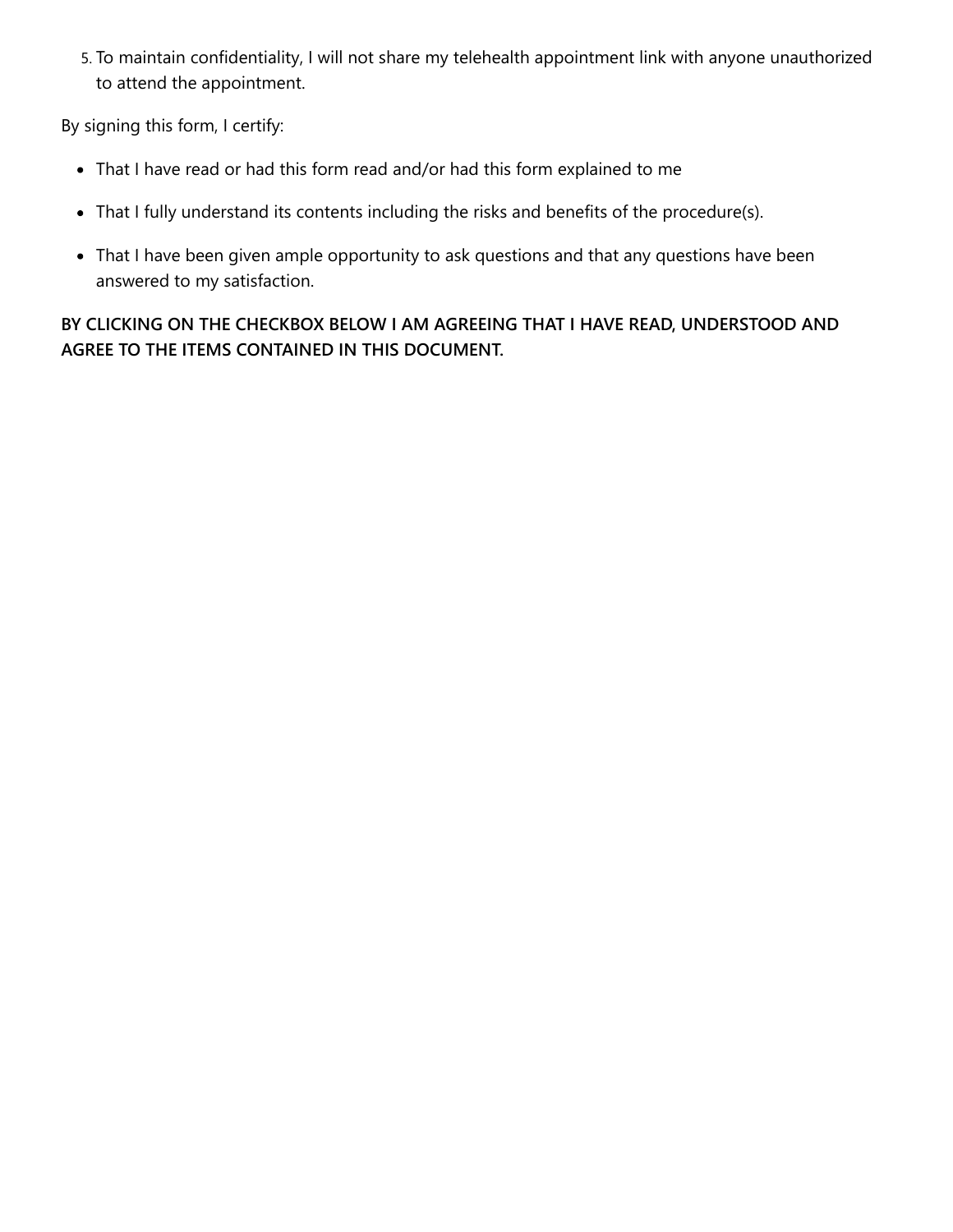5. To maintain confidentiality, I will not share my telehealth appointment link with anyone unauthorized to attend the appointment.

By signing this form, I certify:

- That I have read or had this form read and/or had this form explained to me
- That I fully understand its contents including the risks and benefits of the procedure(s).
- That I have been given ample opportunity to ask questions and that any questions have been answered to my satisfaction.

**BY CLICKING ON THE CHECKBOX BELOW I AM AGREEING THAT I HAVE READ, UNDERSTOOD AND AGREE TO THE ITEMS CONTAINED IN THIS DOCUMENT.**